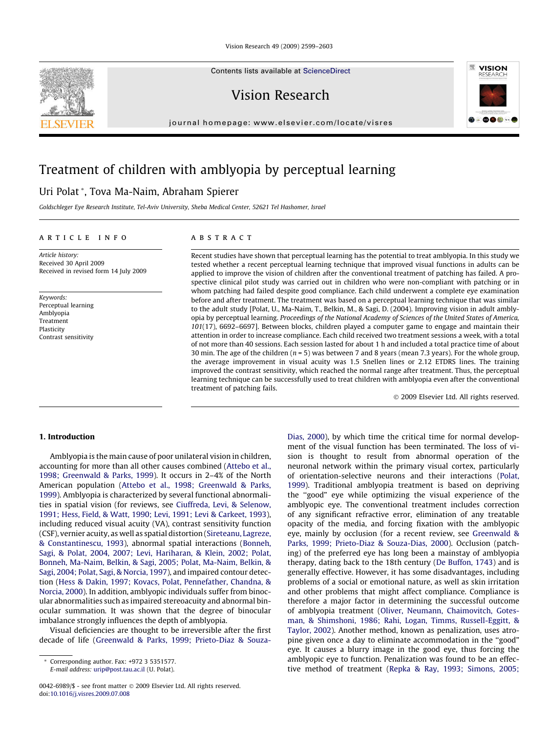# Treatment of children with amblyopia by perceptual learning

Uri Polat *, Tova Ma-Naim, Abraham Spierer

Goldschleger Eye Research Institute, Tel-Aviv University, Sheba Medical Center, 52621 Tel Hashomer, Israel

## ARTICLE INFO

*Article history:*
Received 30 April 2009
Received in revised form 14 July 2009

*Keywords:*
Perceptual learning
Amblyopia
Treatment
Plasticity
Contrast sensitivity

## ABSTRACT

Recent studies have shown that perceptual learning has the potential to treat amblyopia. In this study we tested whether a recent perceptual learning technique that improved visual functions in adults can be applied to improve the vision of children after the conventional treatment of patching has failed. A prospective clinical pilot study was carried out in children who were non-compliant with patching or in whom patching had failed despite good compliance. Each child underwent a complete eye examination before and after treatment. The treatment was based on a perceptual learning technique that was similar to the adult study [Polat, U., Ma-Naim, T., Belkin, M., & Sagi, D. (2004). Improving vision in adult amblyopia by perceptual learning. *Proceedings of the National Academy of Sciences of the United States of America, 101*(17), 6692–6697]. Between blocks, children played a computer game to engage and maintain their attention in order to increase compliance. Each child received two treatment sessions a week, with a total of not more than 40 sessions. Each session lasted for about 1 h and included a total practice time of about 30 min. The age of the children ($n = 5$) was between 7 and 8 years (mean 7.3 years). For the whole group, the average improvement in visual acuity was 1.5 Snellen lines or 2.12 ETDRS lines. The training improved the contrast sensitivity, which reached the normal range after treatment. Thus, the perceptual learning technique can be successfully used to treat children with amblyopia even after the conventional treatment of patching fails.

© 2009 Elsevier Ltd. All rights reserved.

## 1. Introduction

Amblyopia is the main cause of poor unilateral vision in children, accounting for more than all other causes combined (Attebo et al., 1998; Greenwald & Parks, 1999). It occurs in 2–4% of the North American population (Attebo et al., 1998; Greenwald & Parks, 1999). Amblyopia is characterized by several functional abnormalities in spatial vision (for reviews, see Ciuffreda, Levi, & Selenow, 1991; Hess, Field, & Watt, 1990; Levi, 1991; Levi & Carkeet, 1993), including reduced visual acuity (VA), contrast sensitivity function (CSF), vernier acuity, as well as spatial distortion (Sireteanu, Lagreze, & Constantinescu, 1993), abnormal spatial interactions (Bonneh, Sagi, & Polat, 2004, 2007; Levi, Hariharan, & Klein, 2002; Polat, Bonneh, Ma-Naim, Belkin, & Sagi, 2005; Polat, Ma-Naim, Belkin, & Sagi, 2004; Polat, Sagi, & Norcia, 1997), and impaired contour detection (Hess & Dakin, 1997; Kovacs, Polat, Pennefather, Chandna, & Norcia, 2000). In addition, amblyopic individuals suffer from binocular abnormalities such as impaired stereoacuity and abnormal binocular summation. It was shown that the degree of binocular imbalance strongly influences the depth of amblyopia.

Visual deficiencies are thought to be irreversible after the first decade of life (Greenwald & Parks, 1999; Prieto-Diaz & Souza-Dias, 2000), by which time the critical time for normal development of the visual function has been terminated. The loss of vision is thought to result from abnormal operation of the neuronal network within the primary visual cortex, particularly of orientation-selective neurons and their interactions (Polat, 1999). Traditional amblyopia treatment is based on depriving the "good" eye while optimizing the visual experience of the amblyopic eye. The conventional treatment includes correction of any significant refractive error, elimination of any treatable opacity of the media, and forcing fixation with the amblyopic eye, mainly by occlusion (for a recent review, see Greenwald & Parks, 1999; Prieto-Diaz & Souza-Dias, 2000). Occlusion (patching) of the preferred eye has long been a mainstay of amblyopia therapy, dating back to the 18th century (De Buffon, 1743) and is generally effective. However, it has some disadvantages, including problems of a social or emotional nature, as well as skin irritation and other problems that might affect compliance. Compliance is therefore a major factor in determining the successful outcome of amblyopia treatment (Oliver, Neumann, Chaimovitch, Gotesman, & Shimshoni, 1986; Rahi, Logan, Timms, Russell-Eggitt, & Taylor, 2002). Another method, known as penalization, uses atropine given once a day to eliminate accommodation in the "good" eye. It causes a blurry image in the good eye, thus forcing the amblyopic eye to function. Penalization was found to be an effective method of treatment (Repka & Ray, 1993; Simons, 2005;

* Corresponding author. Fax: +972 3 5351577.
E-mail address: urip@post.tau.ac.il (U. Polat).

0042-6989/$ - see front matter © 2009 Elsevier Ltd. All rights reserved.
doi:10.1016/j.visres.2009.07.008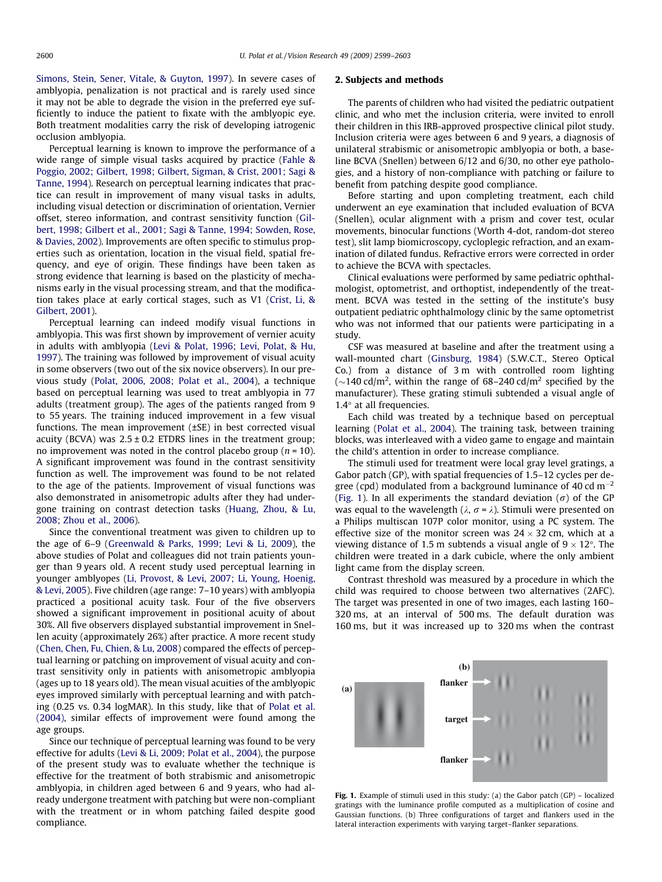Simons, Stein, Sener, Vitale, & Guyton, 1997). In severe cases of amblyopia, penalization is not practical and is rarely used since it may not be able to degrade the vision in the preferred eye sufficiently to induce the patient to fixate with the amblyopic eye. Both treatment modalities carry the risk of developing iatrogenic occlusion amblyopia.

Perceptual learning is known to improve the performance of a wide range of simple visual tasks acquired by practice (Fahle & Poggio, 2002; Gilbert, 1998; Gilbert, Sigman, & Crist, 2001; Sagi & Tanne, 1994). Research on perceptual learning indicates that practice can result in improvement of many visual tasks in adults, including visual detection or discrimination of orientation, Vernier offset, stereo information, and contrast sensitivity function (Gilbert, 1998; Gilbert et al., 2001; Sagi & Tanne, 1994; Sowden, Rose, & Davies, 2002). Improvements are often specific to stimulus properties such as orientation, location in the visual field, spatial frequency, and eye of origin. These findings have been taken as strong evidence that learning is based on the plasticity of mechanisms early in the visual processing stream, and that the modification takes place at early cortical stages, such as V1 (Crist, Li, & Gilbert, 2001).

Perceptual learning can indeed modify visual functions in amblyopia. This was first shown by improvement of vernier acuity in adults with amblyopia (Levi & Polat, 1996; Levi, Polat, & Hu, 1997). The training was followed by improvement of visual acuity in some observers (two out of the six novice observers). In our previous study (Polat, 2006, 2008; Polat et al., 2004), a technique based on perceptual learning was used to treat amblyopia in 77 adults (treatment group). The ages of the patients ranged from 9 to 55 years. The training induced improvement in a few visual functions. The mean improvement (±SE) in best corrected visual acuity (BCVA) was 2.5 ± 0.2 ETDRS lines in the treatment group; no improvement was noted in the control placebo group ($n = 10$). A significant improvement was found in the contrast sensitivity function as well. The improvement was found to be not related to the age of the patients. Improvement of visual functions was also demonstrated in anisometropic adults after they had undergone training on contrast detection tasks (Huang, Zhou, & Lu, 2008; Zhou et al., 2006).

Since the conventional treatment was given to children up to the age of 6–9 (Greenwald & Parks, 1999; Levi & Li, 2009), the above studies of Polat and colleagues did not train patients younger than 9 years old. A recent study used perceptual learning in younger amblyopes (Li, Provost, & Levi, 2007; Li, Young, Hoenig, & Levi, 2005). Five children (age range: 7–10 years) with amblyopia practiced a positional acuity task. Four of the five observers showed a significant improvement in positional acuity of about 30%. All five observers displayed substantial improvement in Snellen acuity (approximately 26%) after practice. A more recent study (Chen, Chen, Fu, Chien, & Lu, 2008) compared the effects of perceptual learning or patching on improvement of visual acuity and contrast sensitivity only in patients with anisometropic amblyopia (ages up to 18 years old). The mean visual acuities of the amblyopic eyes improved similarly with perceptual learning and with patching (0.25 vs. 0.34 logMAR). In this study, like that of Polat et al. (2004), similar effects of improvement were found among the age groups.

Since our technique of perceptual learning was found to be very effective for adults (Levi & Li, 2009; Polat et al., 2004), the purpose of the present study was to evaluate whether the technique is effective for the treatment of both strabismic and anisometropic amblyopia, in children aged between 6 and 9 years, who had already undergone treatment with patching but were non-compliant with the treatment or in whom patching failed despite good compliance.

## 2. Subjects and methods

The parents of children who had visited the pediatric outpatient clinic, and who met the inclusion criteria, were invited to enroll their children in this IRB-approved prospective clinical pilot study. Inclusion criteria were ages between 6 and 9 years, a diagnosis of unilateral strabismic or anisometropic amblyopia or both, a baseline BCVA (Snellen) between 6/12 and 6/30, no other eye pathologies, and a history of non-compliance with patching or failure to benefit from patching despite good compliance.

Before starting and upon completing treatment, each child underwent an eye examination that included evaluation of BCVA (Snellen), ocular alignment with a prism and cover test, ocular movements, binocular functions (Worth 4-dot, random-dot stereo test), slit lamp biomicroscopy, cycloplegic refraction, and an examination of dilated fundus. Refractive errors were corrected in order to achieve the BCVA with spectacles.

Clinical evaluations were performed by same pediatric ophthalmologist, optometrist, and orthoptist, independently of the treatment. BCVA was tested in the setting of the institute's busy outpatient pediatric ophthalmology clinic by the same optometrist who was not informed that our patients were participating in a study.

CSF was measured at baseline and after the treatment using a wall-mounted chart (Ginsburg, 1984) (S.W.C.T., Stereo Optical Co.) from a distance of 3 m with controlled room lighting (~140 cd/m$^2$, within the range of 68–240 cd/m$^2$ specified by the manufacturer). These grating stimuli subtended a visual angle of 1.4° at all frequencies.

Each child was treated by a technique based on perceptual learning (Polat et al., 2004). The training task, between training blocks, was interleaved with a video game to engage and maintain the child's attention in order to increase compliance.

The stimuli used for treatment were local gray level gratings, a Gabor patch (GP), with spatial frequencies of 1.5–12 cycles per degree (cpd) modulated from a background luminance of 40 cd m$^{-2}$ (Fig. 1). In all experiments the standard deviation ($\sigma$) of the GP was equal to the wavelength ($\lambda$, $\sigma = \lambda$). Stimuli were presented on a Philips multiscan 107P color monitor, using a PC system. The effective size of the monitor screen was 24 × 32 cm, which at a viewing distance of 1.5 m subtends a visual angle of 9 × 12°. The children were treated in a dark cubicle, where the only ambient light came from the display screen.

Contrast threshold was measured by a procedure in which the child was required to choose between two alternatives (2AFC). The target was presented in one of two images, each lasting 160–320 ms, at an interval of 500 ms. The default duration was 160 ms, but it was increased up to 320 ms when the contrast

(a)

(b)

flanker

target

flanker

**Fig. 1.** Example of stimuli used in this study: (a) the Gabor patch (GP) – localized gratings with the luminance profile computed as a multiplication of cosine and Gaussian functions. (b) Three configurations of target and flankers used in the lateral interaction experiments with varying target–flanker separations.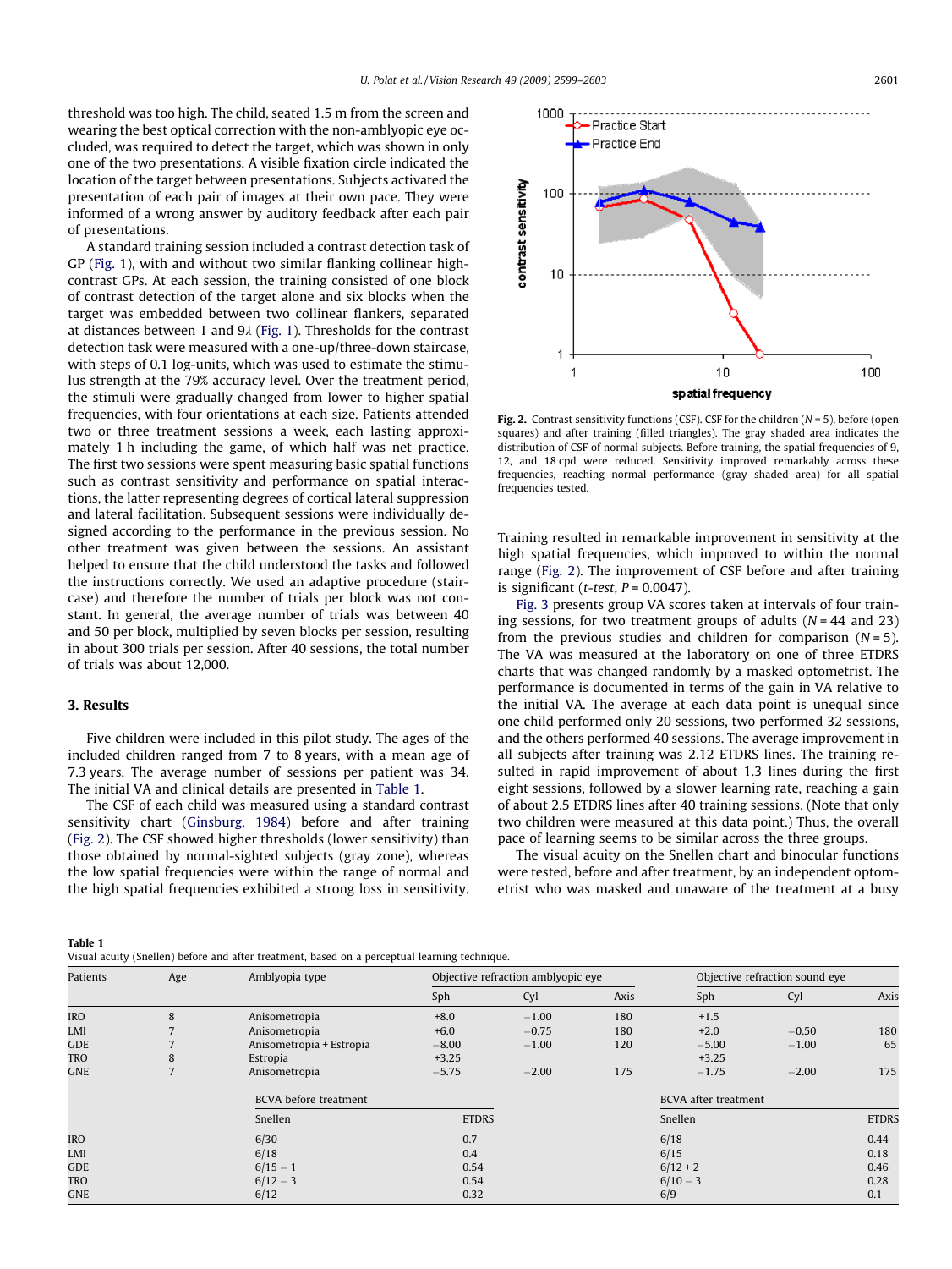threshold was too high. The child, seated 1.5 m from the screen and wearing the best optical correction with the non-amblyopic eye occluded, was required to detect the target, which was shown in only one of the two presentations. A visible fixation circle indicated the location of the target between presentations. Subjects activated the presentation of each pair of images at their own pace. They were informed of a wrong answer by auditory feedback after each pair of presentations.

A standard training session included a contrast detection task of GP (Fig. 1), with and without two similar flanking collinear high-contrast GPs. At each session, the training consisted of one block of contrast detection of the target alone and six blocks when the target was embedded between two collinear flankers, separated at distances between 1 and 9$\lambda$ (Fig. 1). Thresholds for the contrast detection task were measured with a one-up/three-down staircase, with steps of 0.1 log-units, which was used to estimate the stimulus strength at the 79% accuracy level. Over the treatment period, the stimuli were gradually changed from lower to higher spatial frequencies, with four orientations at each size. Patients attended two or three treatment sessions a week, each lasting approximately 1 h including the game, of which half was net practice. The first two sessions were spent measuring basic spatial functions such as contrast sensitivity and performance on spatial interactions, the latter representing degrees of cortical lateral suppression and lateral facilitation. Subsequent sessions were individually designed according to the performance in the previous session. No other treatment was given between the sessions. An assistant helped to ensure that the child understood the tasks and followed the instructions correctly. We used an adaptive procedure (staircase) and therefore the number of trials per block was not constant. In general, the average number of trials was between 40 and 50 per block, multiplied by seven blocks per session, resulting in about 300 trials per session. After 40 sessions, the total number of trials was about 12,000.

## 3. Results

Five children were included in this pilot study. The ages of the included children ranged from 7 to 8 years, with a mean age of 7.3 years. The average number of sessions per patient was 34. The initial VA and clinical details are presented in Table 1.

The CSF of each child was measured using a standard contrast sensitivity chart (Ginsburg, 1984) before and after training (Fig. 2). The CSF showed higher thresholds (lower sensitivity) than those obtained by normal-sighted subjects (gray zone), whereas the low spatial frequencies were within the range of normal and the high spatial frequencies exhibited a strong loss in sensitivity.

1000
100
10
1
contrast sensitivity
1
10
100
spatial frequency
Practice Start
Practice End

**Fig. 2.** Contrast sensitivity functions (CSF). CSF for the children ($N = 5$), before (open squares) and after training (filled triangles). The gray shaded area indicates the distribution of CSF of normal subjects. Before training, the spatial frequencies of 9, 12, and 18 cpd were reduced. Sensitivity improved remarkably across these frequencies, reaching normal performance (gray shaded area) for all spatial frequencies tested.

Training resulted in remarkable improvement in sensitivity at the high spatial frequencies, which improved to within the normal range (Fig. 2). The improvement of CSF before and after training is significant (*t-test*, $P = 0.0047$).

Fig. 3 presents group VA scores taken at intervals of four training sessions, for two treatment groups of adults ($N = 44$ and 23) from the previous studies and children for comparison ($N = 5$). The VA was measured at the laboratory on one of three ETDRS charts that was changed randomly by a masked optometrist. The performance is documented in terms of the gain in VA relative to the initial VA. The average at each data point is unequal since one child performed only 20 sessions, two performed 32 sessions, and the others performed 40 sessions. The average improvement in all subjects after training was 2.12 ETDRS lines. The training resulted in rapid improvement of about 1.3 lines during the first eight sessions, followed by a slower learning rate, reaching a gain of about 2.5 ETDRS lines after 40 training sessions. (Note that only two children were measured at this data point.) Thus, the overall pace of learning seems to be similar across the three groups.

The visual acuity on the Snellen chart and binocular functions were tested, before and after treatment, by an independent optometrist who was masked and unaware of the treatment at a busy

**Table 1**
Visual acuity (Snellen) before and after treatment, based on a perceptual learning technique.

| Patients | Age | Amblyopia type | Objective refraction amblyopic eye | | | Objective refraction sound eye | | |
|---|---|---|---|---|---|---|---|---|
| | | | Sph | Cyl | Axis | Sph | Cyl | Axis |
| IRO | 8 | Anisometropia | +8.0 | −1.00 | 180 | +1.5 | | |
| LMI | 7 | Anisometropia | +6.0 | −0.75 | 180 | +2.0 | −0.50 | 180 |
| GDE | 7 | Anisometropia + Estropia | −8.00 | −1.00 | 120 | −5.00 | −1.00 | 65 |
| TRO | 8 | Estropia | +3.25 | | | +3.25 | | |
| GNE | 7 | Anisometropia | −5.75 | −2.00 | 175 | −1.75 | −2.00 | 175 |

| | BCVA before treatment | | BCVA after treatment | |
|---|---|---|---|---|
| | Snellen | ETDRS | Snellen | ETDRS |
| IRO | 6/30 | 0.7 | 6/18 | 0.44 |
| LMI | 6/18 | 0.4 | 6/15 | 0.18 |
| GDE | 6/15 − 1 | 0.54 | 6/12 + 2 | 0.46 |
| TRO | 6/12 − 3 | 0.54 | 6/10 − 3 | 0.28 |
| GNE | 6/12 | 0.32 | 6/9 | 0.1 |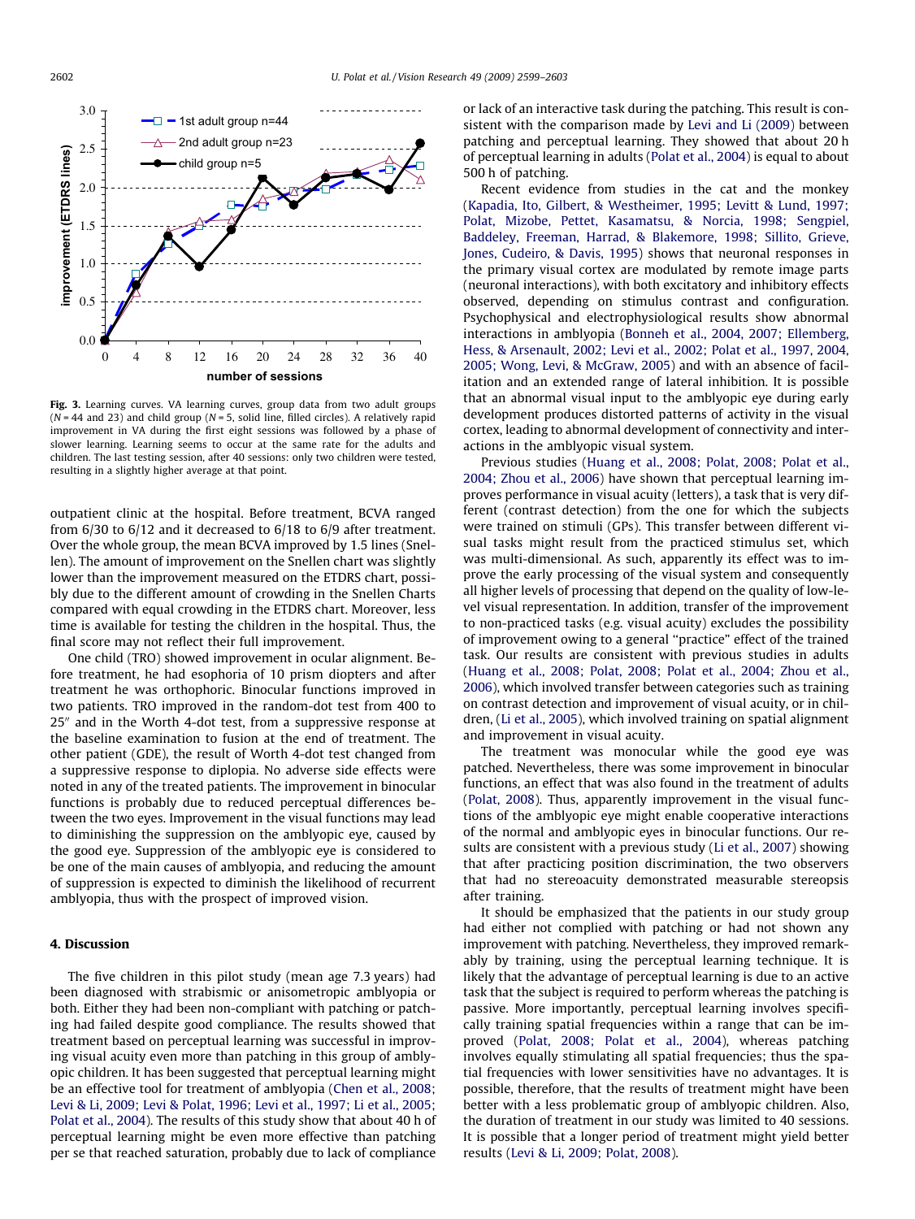3.0

1st adult group n=44

2nd adult group n=23

child group n=5

2.5

2.0

1.5

1.0

0.5

0.0

improvement (ETDRS lines)

0 4 8 12 16 20 24 28 32 36 40

number of sessions

**Fig. 3.** Learning curves. VA learning curves, group data from two adult groups ($N = 44$ and 23) and child group ($N = 5$, solid line, filled circles). A relatively rapid improvement in VA during the first eight sessions was followed by a phase of slower learning. Learning seems to occur at the same rate for the adults and children. The last testing session, after 40 sessions: only two children were tested, resulting in a slightly higher average at that point.

outpatient clinic at the hospital. Before treatment, BCVA ranged from 6/30 to 6/12 and it decreased to 6/18 to 6/9 after treatment. Over the whole group, the mean BCVA improved by 1.5 lines (Snellen). The amount of improvement on the Snellen chart was slightly lower than the improvement measured on the ETDRS chart, possibly due to the different amount of crowding in the Snellen Charts compared with equal crowding in the ETDRS chart. Moreover, less time is available for testing the children in the hospital. Thus, the final score may not reflect their full improvement.

One child (TRO) showed improvement in ocular alignment. Before treatment, he had esophoria of 10 prism diopters and after treatment he was orthophoric. Binocular functions improved in two patients. TRO improved in the random-dot test from 400 to 25″ and in the Worth 4-dot test, from a suppressive response at the baseline examination to fusion at the end of treatment. The other patient (GDE), the result of Worth 4-dot test changed from a suppressive response to diplopia. No adverse side effects were noted in any of the treated patients. The improvement in binocular functions is probably due to reduced perceptual differences between the two eyes. Improvement in the visual functions may lead to diminishing the suppression on the amblyopic eye, caused by the good eye. Suppression of the amblyopic eye is considered to be one of the main causes of amblyopia, and reducing the amount of suppression is expected to diminish the likelihood of recurrent amblyopia, thus with the prospect of improved vision.

## 4. Discussion

The five children in this pilot study (mean age 7.3 years) had been diagnosed with strabismic or anisometropic amblyopia or both. Either they had been non-compliant with patching or patching had failed despite good compliance. The results showed that treatment based on perceptual learning was successful in improving visual acuity even more than patching in this group of amblyopic children. It has been suggested that perceptual learning might be an effective tool for treatment of amblyopia (Chen et al., 2008; Levi & Li, 2009; Levi & Polat, 1996; Levi et al., 1997; Li et al., 2005; Polat et al., 2004). The results of this study show that about 40 h of perceptual learning might be even more effective than patching per se that reached saturation, probably due to lack of compliance or lack of an interactive task during the patching. This result is consistent with the comparison made by Levi and Li (2009) between patching and perceptual learning. They showed that about 20 h of perceptual learning in adults (Polat et al., 2004) is equal to about 500 h of patching.

Recent evidence from studies in the cat and the monkey (Kapadia, Ito, Gilbert, & Westheimer, 1995; Levitt & Lund, 1997; Polat, Mizobe, Pettet, Kasamatsu, & Norcia, 1998; Sengpiel, Baddeley, Freeman, Harrad, & Blakemore, 1998; Sillito, Grieve, Jones, Cudeiro, & Davis, 1995) shows that neuronal responses in the primary visual cortex are modulated by remote image parts (neuronal interactions), with both excitatory and inhibitory effects observed, depending on stimulus contrast and configuration. Psychophysical and electrophysiological results show abnormal interactions in amblyopia (Bonneh et al., 2004, 2007; Ellemberg, Hess, & Arsenault, 2002; Levi et al., 2002; Polat et al., 1997, 2004, 2005; Wong, Levi, & McGraw, 2005) and with an absence of facilitation and an extended range of lateral inhibition. It is possible that an abnormal visual input to the amblyopic eye during early development produces distorted patterns of activity in the visual cortex, leading to abnormal development of connectivity and interactions in the amblyopic visual system.

Previous studies (Huang et al., 2008; Polat, 2008; Polat et al., 2004; Zhou et al., 2006) have shown that perceptual learning improves performance in visual acuity (letters), a task that is very different (contrast detection) from the one for which the subjects were trained on (GPs). This transfer between different visual tasks might result from the practiced stimulus set, which was multi-dimensional. As such, apparently its effect was to improve the early processing of the visual system and consequently all higher levels of processing that depend on the quality of low-level visual representation. In addition, transfer of the improvement to non-practiced tasks (e.g. visual acuity) excludes the possibility of improvement owing to a general "practice" effect of the trained task. Our results are consistent with previous studies in adults (Huang et al., 2008; Polat, 2008; Polat et al., 2004; Zhou et al., 2006), which involved transfer between categories such as training on contrast detection and improvement of visual acuity, or in children, (Li et al., 2005), which involved training on spatial alignment and improvement in visual acuity.

The treatment was monocular while the good eye was patched. Nevertheless, there was some improvement in binocular functions, an effect that was also found in the treatment of adults (Polat, 2008). Thus, apparently improvement in the visual functions of the amblyopic eye might enable cooperative interactions of the normal and amblyopic eyes in binocular functions. Our results are consistent with a previous study (Li et al., 2007) showing that after practicing position discrimination, the two observers that had no stereoacuity demonstrated measurable stereopsis after training.

It should be emphasized that the patients in our study group had either not complied with patching or had not shown any improvement with patching. Nevertheless, they improved remarkably by training, using the perceptual learning technique. It is likely that the advantage of perceptual learning is due to an active task that the subject is required to perform whereas the patching is passive. More importantly, perceptual learning involves specifically training spatial frequencies within a range that can be improved (Polat, 2008; Polat et al., 2004), whereas patching involves equally stimulating all spatial frequencies; thus the spatial frequencies with lower sensitivities have no advantages. It is possible, therefore, that the results of treatment might have been better with a less problematic group of amblyopic children. Also, the duration of treatment in our study was limited to 40 sessions. It is possible that a longer period of treatment might yield better results (Levi & Li, 2009; Polat, 2008).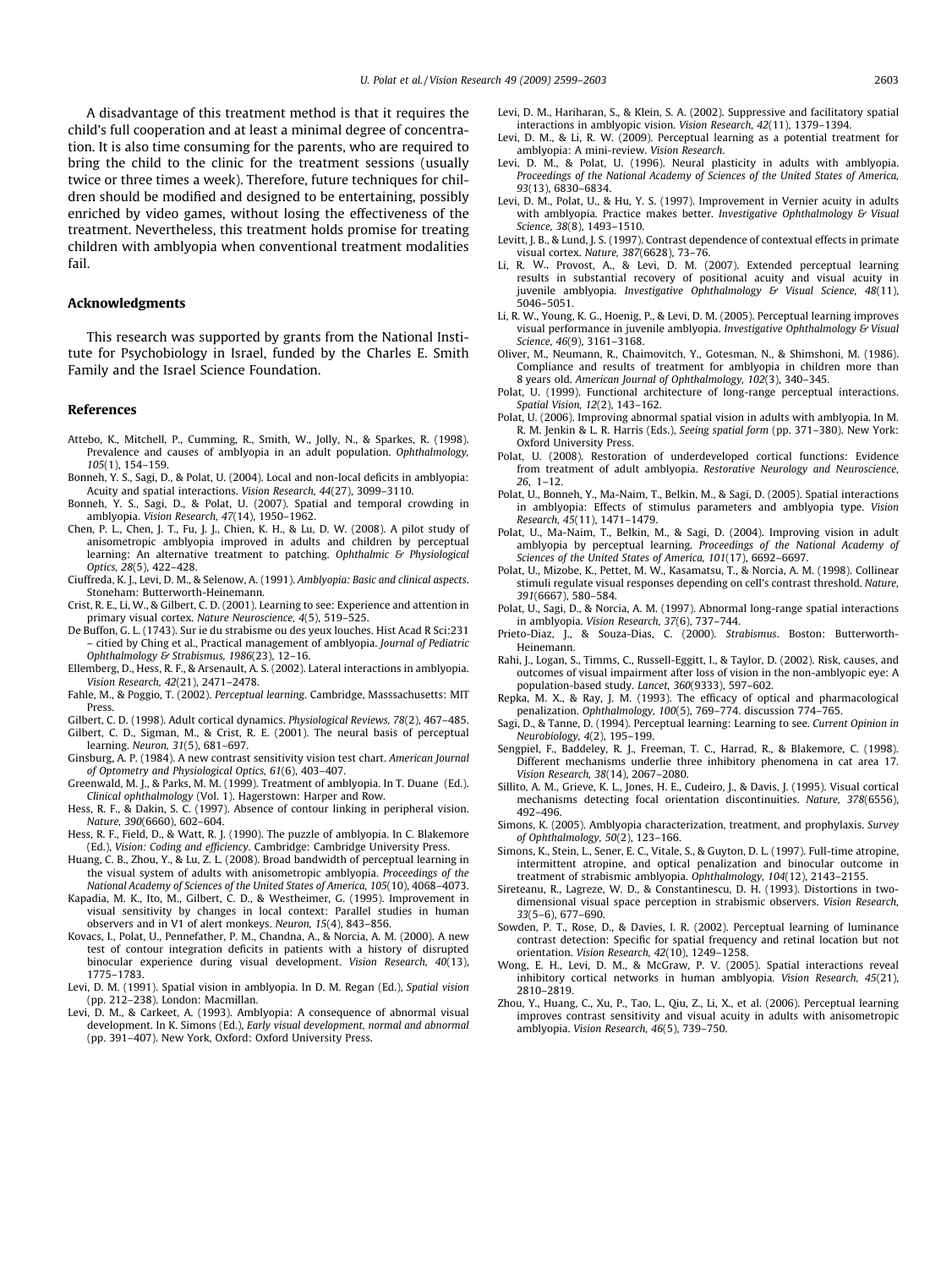A disadvantage of this treatment method is that it requires the child's full cooperation and at least a minimal degree of concentration. It is also time consuming for the parents, who are required to bring the child to the clinic for the treatment sessions (usually twice or three times a week). Therefore, future techniques for children should be modified and designed to be entertaining, possibly enriched by video games, without losing the effectiveness of the treatment. Nevertheless, this treatment holds promise for treating children with amblyopia when conventional treatment modalities fail.

## Acknowledgments

This research was supported by grants from the National Institute for Psychobiology in Israel, funded by the Charles E. Smith Family and the Israel Science Foundation.

## References

Attebo, K., Mitchell, P., Cumming, R., Smith, W., Jolly, N., & Sparkes, R. (1998). Prevalence and causes of amblyopia in an adult population. *Ophthalmology, 105*(1), 154–159.

Bonneh, Y. S., Sagi, D., & Polat, U. (2004). Local and non-local deficits in amblyopia: Acuity and spatial interactions. *Vision Research, 44*(27), 3099–3110.

Bonneh, Y. S., Sagi, D., & Polat, U. (2007). Spatial and temporal crowding in amblyopia. *Vision Research, 47*(14), 1950–1962.

Chen, P. L., Chen, J. T., Fu, J. J., Chien, K. H., & Lu, D. W. (2008). A pilot study of anisometropic amblyopia improved in adults and children by perceptual learning: An alternative treatment to patching. *Ophthalmic & Physiological Optics, 28*(5), 422–428.

Ciuffreda, K. J., Levi, D. M., & Selenow, A. (1991). *Amblyopia: Basic and clinical aspects*. Stoneham: Butterworth-Heinemann.

Crist, R. E., Li, W., & Gilbert, C. D. (2001). Learning to see: Experience and attention in primary visual cortex. *Nature Neuroscience, 4*(5), 519–525.

De Buffon, G. L. (1743). Sur ie du strabisme ou des yeux louches. Hist Acad R Sci:231 – citied by Ching et al., Practical management of amblyopia. *Journal of Pediatric Ophthalmology & Strabismus, 1986*(23), 12–16.

Ellemberg, D., Hess, R. F., & Arsenault, A. S. (2002). Lateral interactions in amblyopia. *Vision Research, 42*(21), 2471–2478.

Fahle, M., & Poggio, T. (2002). *Perceptual learning*. Cambridge, Masssachusetts: MIT Press.

Gilbert, C. D. (1998). Adult cortical dynamics. *Physiological Reviews, 78*(2), 467–485.

Gilbert, C. D., Sigman, M., & Crist, R. E. (2001). The neural basis of perceptual learning. *Neuron, 31*(5), 681–697.

Ginsburg, A. P. (1984). A new contrast sensitivity vision test chart. *American Journal of Optometry and Physiological Optics, 61*(6), 403–407.

Greenwald, M. J., & Parks, M. M. (1999). Treatment of amblyopia. In T. Duane (Ed.). *Clinical ophthalmology* (Vol. 1). Hagerstown: Harper and Row.

Hess, R. F., & Dakin, S. C. (1997). Absence of contour linking in peripheral vision. *Nature, 390*(6660), 602–604.

Hess, R. F., Field, D., & Watt, R. J. (1990). The puzzle of amblyopia. In C. Blakemore (Ed.), *Vision: Coding and efficiency*. Cambridge: Cambridge University Press.

Huang, C. B., Zhou, Y., & Lu, Z. L. (2008). Broad bandwidth of perceptual learning in the visual system of adults with anisometropic amblyopia. *Proceedings of the National Academy of Sciences of the United States of America, 105*(10), 4068–4073.

Kapadia, M. K., Ito, M., Gilbert, C. D., & Westheimer, G. (1995). Improvement in visual sensitivity by changes in local context: Parallel studies in human observers and in V1 of alert monkeys. *Neuron, 15*(4), 843–856.

Kovacs, I., Polat, U., Pennefather, P. M., Chandna, A., & Norcia, A. M. (2000). A new test of contour integration deficits in patients with a history of disrupted binocular experience during visual development. *Vision Research, 40*(13), 1775–1783.

Levi, D. M. (1991). Spatial vision in amblyopia. In D. M. Regan (Ed.), *Spatial vision* (pp. 212–238). London: Macmillan.

Levi, D. M., & Carkeet, A. (1993). Amblyopia: A consequence of abnormal visual development. In K. Simons (Ed.), *Early visual development, normal and abnormal* (pp. 391–407). New York, Oxford: Oxford University Press.

Levi, D. M., Hariharan, S., & Klein, S. A. (2002). Suppressive and facilitatory spatial interactions in amblyopic vision. *Vision Research, 42*(11), 1379–1394.

Levi, D. M., & Li, R. W. (2009). Perceptual learning as a potential treatment for amblyopia: A mini-review. *Vision Research*.

Levi, D. M., & Polat, U. (1996). Neural plasticity in adults with amblyopia. *Proceedings of the National Academy of Sciences of the United States of America, 93*(13), 6830–6834.

Levi, D. M., Polat, U., & Hu, Y. S. (1997). Improvement in Vernier acuity in adults with amblyopia. Practice makes better. *Investigative Ophthalmology & Visual Science, 38*(8), 1493–1510.

Levitt, J. B., & Lund, J. S. (1997). Contrast dependence of contextual effects in primate visual cortex. *Nature, 387*(6628), 73–76.

Li, R. W., Provost, A., & Levi, D. M. (2007). Extended perceptual learning results in substantial recovery of positional acuity and visual acuity in juvenile amblyopia. *Investigative Ophthalmology & Visual Science, 48*(11), 5046–5051.

Li, R. W., Young, K. G., Hoenig, P., & Levi, D. M. (2005). Perceptual learning improves visual performance in juvenile amblyopia. *Investigative Ophthalmology & Visual Science, 46*(9), 3161–3168.

Oliver, M., Neumann, R., Chaimovitch, Y., Gotesman, N., & Shimshoni, M. (1986). Compliance and results of treatment for amblyopia in children more than 8 years old. *American Journal of Ophthalmology, 102*(3), 340–345.

Polat, U. (1999). Functional architecture of long-range perceptual interactions. *Spatial Vision, 12*(2), 143–162.

Polat, U. (2006). Improving abnormal spatial vision in adults with amblyopia. In M. R. M. Jenkin & L. R. Harris (Eds.), *Seeing spatial form* (pp. 371–380). New York: Oxford University Press.

Polat, U. (2008). Restoration of underdeveloped cortical functions: Evidence from treatment of adult amblyopia. *Restorative Neurology and Neuroscience, 26*, 1–12.

Polat, U., Bonneh, Y., Ma-Naim, T., Belkin, M., & Sagi, D. (2005). Spatial interactions in amblyopia: Effects of stimulus parameters and amblyopia type. *Vision Research, 45*(11), 1471–1479.

Polat, U., Ma-Naim, T., Belkin, M., & Sagi, D. (2004). Improving vision in adult amblyopia by perceptual learning. *Proceedings of the National Academy of Sciences of the United States of America, 101*(17), 6692–6697.

Polat, U., Mizobe, K., Pettet, M. W., Kasamatsu, T., & Norcia, A. M. (1998). Collinear stimuli regulate visual responses depending on cell's contrast threshold. *Nature, 391*(6667), 580–584.

Polat, U., Sagi, D., & Norcia, A. M. (1997). Abnormal long-range spatial interactions in amblyopia. *Vision Research, 37*(6), 737–744.

Prieto-Diaz, J., & Souza-Dias, C. (2000). *Strabismus*. Boston: Butterworth-Heinemann.

Rahi, J., Logan, S., Timms, C., Russell-Eggitt, I., & Taylor, D. (2002). Risk, causes, and outcomes of visual impairment after loss of vision in the non-amblyopic eye: A population-based study. *Lancet, 360*(9333), 597–602.

Repka, M. X., & Ray, J. M. (1993). The efficacy of optical and pharmacological penalization. *Ophthalmology, 100*(5), 769–774. discussion 774–765.

Sagi, D., & Tanne, D. (1994). Perceptual learning: Learning to see. *Current Opinion in Neurobiology, 4*(2), 195–199.

Sengpiel, F., Baddeley, R. J., Freeman, T. C., Harrad, R., & Blakemore, C. (1998). Different mechanisms underlie three inhibitory phenomena in cat area 17. *Vision Research, 38*(14), 2067–2080.

Sillito, A. M., Grieve, K. L., Jones, H. E., Cudeiro, J., & Davis, J. (1995). Visual cortical mechanisms detecting focal orientation discontinuities. *Nature, 378*(6556), 492–496.

Simons, K. (2005). Amblyopia characterization, treatment, and prophylaxis. *Survey of Ophthalmology, 50*(2), 123–166.

Simons, K., Stein, L., Sener, E. C., Vitale, S., & Guyton, D. L. (1997). Full-time atropine, intermittent atropine, and optical penalization and binocular outcome in treatment of strabismic amblyopia. *Ophthalmology, 104*(12), 2143–2155.

Sireteanu, R., Lagreze, W. D., & Constantinescu, D. H. (1993). Distortions in two-dimensional visual space perception in strabismic observers. *Vision Research, 33*(5–6), 677–690.

Sowden, P. T., Rose, D., & Davies, I. R. (2002). Perceptual learning of luminance contrast detection: Specific for spatial frequency and retinal location but not orientation. *Vision Research, 42*(10), 1249–1258.

Wong, E. H., Levi, D. M., & McGraw, P. V. (2005). Spatial interactions reveal inhibitory cortical networks in human amblyopia. *Vision Research, 45*(21), 2810–2819.

Zhou, Y., Huang, C., Xu, P., Tao, L., Qiu, Z., Li, X., et al. (2006). Perceptual learning improves contrast sensitivity and visual acuity in adults with anisometropic amblyopia. *Vision Research, 46*(5), 739–750.